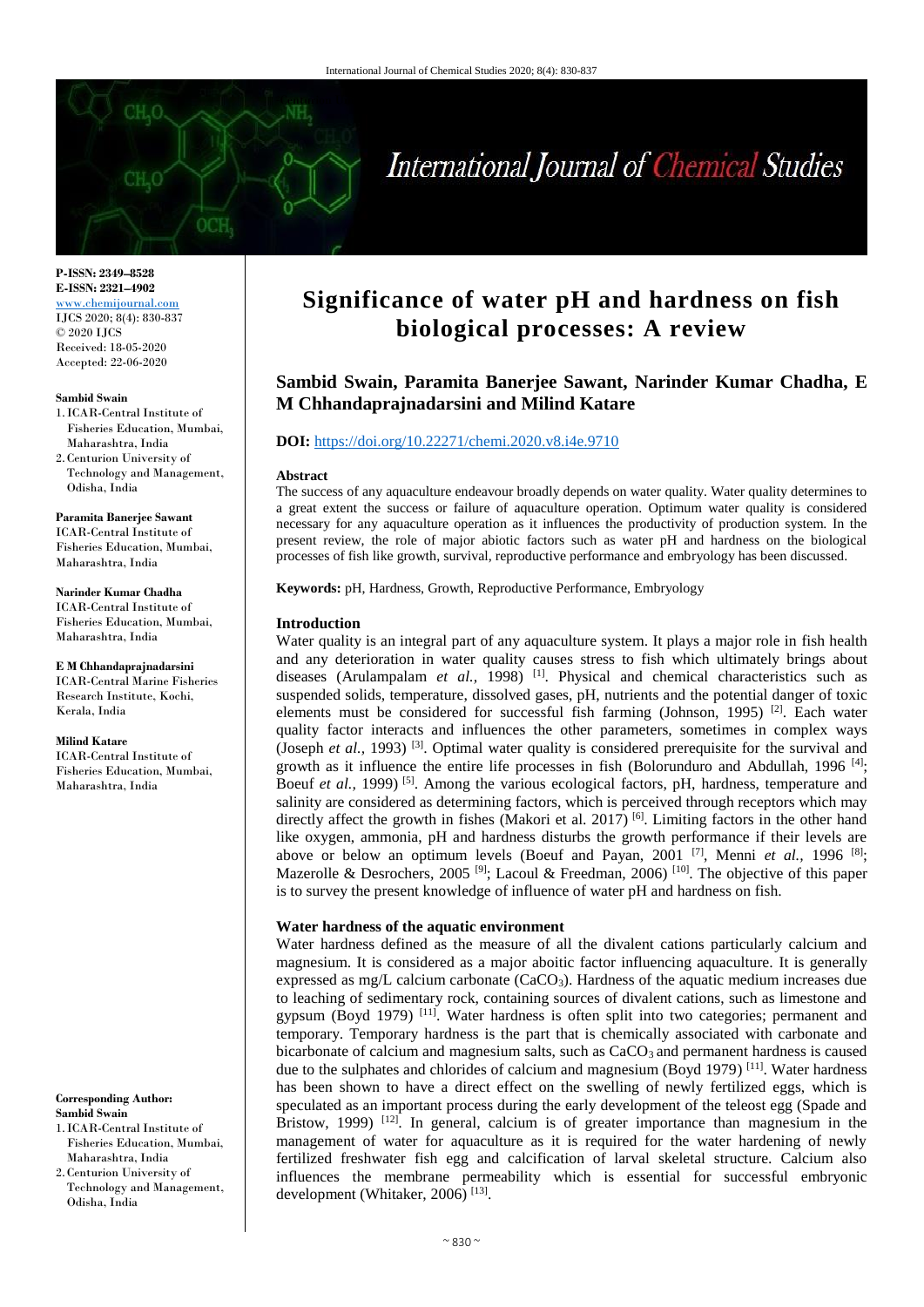**P-ISSN: 2349–8528**
**E-ISSN: 2321–4902**
www.chemijournal.com
IJCS 2020; 8(4): 830-837
© 2020 IJCS
Received: 18-05-2020
Accepted: 22-06-2020

**Sambid Swain**
1. ICAR-Central Institute of Fisheries Education, Mumbai, Maharashtra, India
2. Centurion University of Technology and Management, Odisha, India

**Paramita Banerjee Sawant**
ICAR-Central Institute of Fisheries Education, Mumbai, Maharashtra, India

**Narinder Kumar Chadha**
ICAR-Central Institute of Fisheries Education, Mumbai, Maharashtra, India

**E M Chhandaprajnadarsini**
ICAR-Central Marine Fisheries Research Institute, Kochi, Kerala, India

**Milind Katare**
ICAR-Central Institute of Fisheries Education, Mumbai, Maharashtra, India

**Corresponding Author:**
**Sambid Swain**
1. ICAR-Central Institute of Fisheries Education, Mumbai, Maharashtra, India
2. Centurion University of Technology and Management, Odisha, India

# Significance of water pH and hardness on fish biological processes: A review

**Sambid Swain, Paramita Banerjee Sawant, Narinder Kumar Chadha, E M Chhandaprajnadarsini and Milind Katare**

**DOI:** https://doi.org/10.22271/chemi.2020.v8.i4e.9710

**Abstract**

The success of any aquaculture endeavour broadly depends on water quality. Water quality determines to a great extent the success or failure of aquaculture operation. Optimum water quality is considered necessary for any aquaculture operation as it influences the productivity of production system. In the present review, the role of major abiotic factors such as water pH and hardness on the biological processes of fish like growth, survival, reproductive performance and embryology has been discussed.

**Keywords:** pH, Hardness, Growth, Reproductive Performance, Embryology

## Introduction

Water quality is an integral part of any aquaculture system. It plays a major role in fish health and any deterioration in water quality causes stress to fish which ultimately brings about diseases (Arulampalam *et al.*, 1998) [1]. Physical and chemical characteristics such as suspended solids, temperature, dissolved gases, pH, nutrients and the potential danger of toxic elements must be considered for successful fish farming (Johnson, 1995) [2]. Each water quality factor interacts and influences the other parameters, sometimes in complex ways (Joseph *et al.*, 1993) [3]. Optimal water quality is considered prerequisite for the survival and growth as it influence the entire life processes in fish (Bolorunduro and Abdullah, 1996 [4]; Boeuf *et al.*, 1999) [5]. Among the various ecological factors, pH, hardness, temperature and salinity are considered as determining factors, which is perceived through receptors which may directly affect the growth in fishes (Makori et al. 2017) [6]. Limiting factors in the other hand like oxygen, ammonia, pH and hardness disturbs the growth performance if their levels are above or below an optimum levels (Boeuf and Payan, 2001 [7], Menni *et al.*, 1996 [8]; Mazerolle & Desrochers, 2005 [9]; Lacoul & Freedman, 2006) [10]. The objective of this paper is to survey the present knowledge of influence of water pH and hardness on fish.

## Water hardness of the aquatic environment

Water hardness defined as the measure of all the divalent cations particularly calcium and magnesium. It is considered as a major aboitic factor influencing aquaculture. It is generally expressed as mg/L calcium carbonate ($CaCO_3$). Hardness of the aquatic medium increases due to leaching of sedimentary rock, containing sources of divalent cations, such as limestone and gypsum (Boyd 1979) [11]. Water hardness is often split into two categories; permanent and temporary. Temporary hardness is the part that is chemically associated with carbonate and bicarbonate of calcium and magnesium salts, such as $CaCO_3$ and permanent hardness is caused due to the sulphates and chlorides of calcium and magnesium (Boyd 1979) [11]. Water hardness has been shown to have a direct effect on the swelling of newly fertilized eggs, which is speculated as an important process during the early development of the teleost egg (Spade and Bristow, 1999) [12]. In general, calcium is of greater importance than magnesium in the management of water for aquaculture as it is required for the water hardening of newly fertilized freshwater fish egg and calcification of larval skeletal structure. Calcium also influences the membrane permeability which is essential for successful embryonic development (Whitaker, 2006) [13].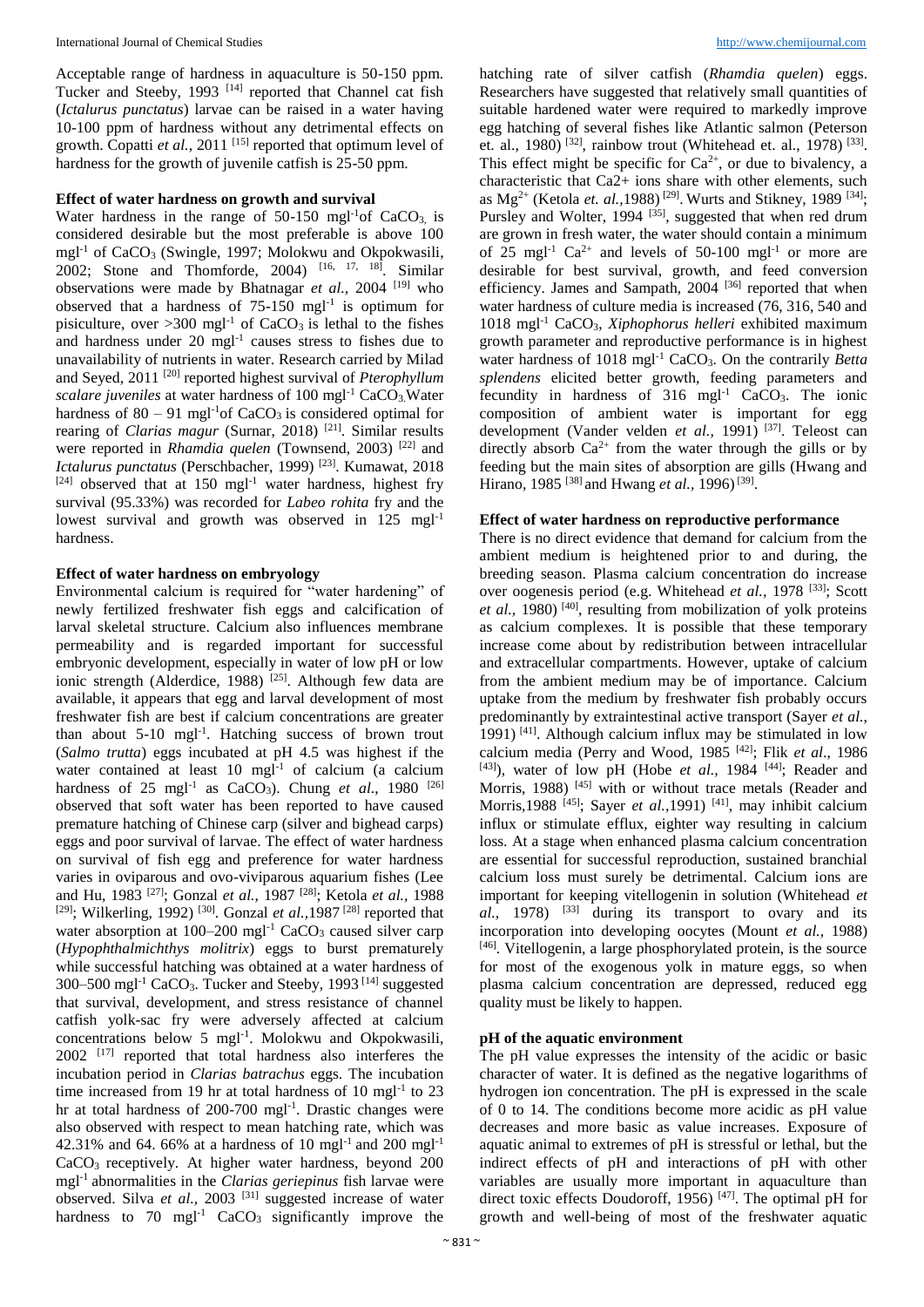Acceptable range of hardness in aquaculture is 50-150 ppm. Tucker and Steeby, 1993 [14] reported that Channel cat fish (*Ictalurus punctatus*) larvae can be raised in a water having 10-100 ppm of hardness without any detrimental effects on growth. Copatti *et al.,* 2011 [15] reported that optimum level of hardness for the growth of juvenile catfish is 25-50 ppm.

### Effect of water hardness on growth and survival

Water hardness in the range of 50-150 $mgl^{-1}$ of $CaCO_3$ is considered desirable but the most preferable is above 100 $mgl^{-1}$ of $CaCO_3$ (Swingle, 1997; Molokwu and Okpokwasili, 2002; Stone and Thomforde, 2004) [16, 17, 18]. Similar observations were made by Bhatnagar *et al.,* 2004 [19] who observed that a hardness of 75-150 $mgl^{-1}$ is optimum for pisiculture, over >300 $mgl^{-1}$ of $CaCO_3$ is lethal to the fishes and hardness under 20 $mgl^{-1}$ causes stress to fishes due to unavailability of nutrients in water. Research carried by Milad and Seyed, 2011 [20] reported highest survival of *Pterophyllum scalare juveniles* at water hardness of 100 $mgl^{-1}$ $CaCO_3$. Water hardness of 80 – 91 $mgl^{-1}$ of $CaCO_3$ is considered optimal for rearing of *Clarias magur* (Surnar, 2018) [21]. Similar results were reported in *Rhamdia quelen* (Townsend, 2003) [22] and *Ictalurus punctatus* (Perschbacher, 1999) [23]. Kumawat, 2018 [24] observed that at 150 $mgl^{-1}$ water hardness, highest fry survival (95.33%) was recorded for *Labeo rohita* fry and the lowest survival and growth was observed in 125 $mgl^{-1}$ hardness.

### Effect of water hardness on embryology

Environmental calcium is required for "water hardening" of newly fertilized freshwater fish eggs and calcification of larval skeletal structure. Calcium also influences membrane permeability and is regarded important for successful embryonic development, especially in water of low pH or low ionic strength (Alderdice, 1988) [25]. Although few data are available, it appears that egg and larval development of most freshwater fish are best if calcium concentrations are greater than about 5-10 $mgl^{-1}$. Hatching success of brown trout (*Salmo trutta*) eggs incubated at pH 4.5 was highest if the water contained at least 10 $mgl^{-1}$ of calcium (a calcium hardness of 25 $mgl^{-1}$ as $CaCO_3$). Chung *et al.,* 1980 [26] observed that soft water has been reported to have caused premature hatching of Chinese carp (silver and bighead carps) eggs and poor survival of larvae. The effect of water hardness on survival of fish egg and preference for water hardness varies in oviparous and ovo-viviparous aquarium fishes (Lee and Hu, 1983 [27]; Gonzal *et al.,* 1987 [28]; Ketola *et al.,* 1988 [29]; Wilkerling, 1992) [30]. Gonzal *et al.,*1987 [28] reported that water absorption at 100–200 $mgl^{-1}$ $CaCO_3$ caused silver carp (*Hypophthalmichthys molitrix*) eggs to burst prematurely while successful hatching was obtained at a water hardness of 300–500 $mgl^{-1}$ $CaCO_3$. Tucker and Steeby, 1993 [14] suggested that survival, development, and stress resistance of channel catfish yolk-sac fry were adversely affected at calcium concentrations below 5 $mgl^{-1}$. Molokwu and Okpokwasili, 2002 [17] reported that total hardness also interferes the incubation period in *Clarias batrachus* eggs. The incubation time increased from 19 hr at total hardness of 10 $mgl^{-1}$ to 23 hr at total hardness of 200-700 $mgl^{-1}$. Drastic changes were also observed with respect to mean hatching rate, which was 42.31% and 64. 66% at a hardness of 10 $mgl^{-1}$ and 200 $mgl^{-1}$ $CaCO_3$ receptively. At higher water hardness, beyond 200 $mgl^{-1}$ abnormalities in the *Clarias geriepinus* fish larvae were observed. Silva *et al.,* 2003 [31] suggested increase of water hardness to 70 $mgl^{-1}$ $CaCO_3$ significantly improve the hatching rate of silver catfish (*Rhamdia quelen*) eggs. Researchers have suggested that relatively small quantities of suitable hardened water were required to markedly improve egg hatching of several fishes like Atlantic salmon (Peterson et. al., 1980) [32], rainbow trout (Whitehead et. al., 1978) [33]. This effect might be specific for $Ca^{2+}$, or due to bivalency, a characteristic that Ca2+ ions share with other elements, such as $Mg^{2+}$ (Ketola *et. al.,*1988) [29]. Wurts and Stikney, 1989 [34]; Pursley and Wolter, 1994 [35], suggested that when red drum are grown in fresh water, the water should contain a minimum of 25 $mgl^{-1}$ $Ca^{2+}$ and levels of 50-100 $mgl^{-1}$ or more are desirable for best survival, growth, and feed conversion efficiency. James and Sampath, 2004 [36] reported that when water hardness of culture media is increased (76, 316, 540 and 1018 $mgl^{-1}$ $CaCO_3$, *Xiphophorus helleri* exhibited maximum growth parameter and reproductive performance is in highest water hardness of 1018 $mgl^{-1}$ $CaCO_3$. On the contrarily *Betta splendens* elicited better growth, feeding parameters and fecundity in hardness of 316 $mgl^{-1}$ $CaCO_3$. The ionic composition of ambient water is important for egg development (Vander velden *et al.,* 1991) [37]. Teleost can directly absorb $Ca^{2+}$ from the water through the gills or by feeding but the main sites of absorption are gills (Hwang and Hirano, 1985 [38] and Hwang *et al.,* 1996) [39].

### Effect of water hardness on reproductive performance

There is no direct evidence that demand for calcium from the ambient medium is heightened prior to and during, the breeding season. Plasma calcium concentration do increase over oogenesis period (e.g. Whitehead *et al.,* 1978 [33]; Scott *et al.,* 1980) [40], resulting from mobilization of yolk proteins as calcium complexes. It is possible that these temporary increase come about by redistribution between intracellular and extracellular compartments. However, uptake of calcium from the ambient medium may be of importance. Calcium uptake from the medium by freshwater fish probably occurs predominantly by extraintestinal active transport (Sayer *et al.,* 1991) [41]. Although calcium influx may be stimulated in low calcium media (Perry and Wood, 1985 [42]; Flik *et al.,* 1986 [43]), water of low pH (Hobe *et al.,* 1984 [44]; Reader and Morris, 1988) [45] with or without trace metals (Reader and Morris,1988 [45]; Sayer *et al.,*1991) [41], may inhibit calcium influx or stimulate efflux, eighter way resulting in calcium loss. At a stage when enhanced plasma calcium concentration are essential for successful reproduction, sustained branchial calcium loss must surely be detrimental. Calcium ions are important for keeping vitellogenin in solution (Whitehead *et al.,* 1978) [33] during its transport to ovary and its incorporation into developing oocytes (Mount *et al.,* 1988) [46]. Vitellogenin, a large phosphorylated protein, is the source for most of the exogenous yolk in mature eggs, so when plasma calcium concentration are depressed, reduced egg quality must be likely to happen.

### pH of the aquatic environment

The pH value expresses the intensity of the acidic or basic character of water. It is defined as the negative logarithms of hydrogen ion concentration. The pH is expressed in the scale of 0 to 14. The conditions become more acidic as pH value decreases and more basic as value increases. Exposure of aquatic animal to extremes of pH is stressful or lethal, but the indirect effects of pH and interactions of pH with other variables are usually more important in aquaculture than direct toxic effects Doudoroff, 1956) [47]. The optimal pH for growth and well-being of most of the freshwater aquatic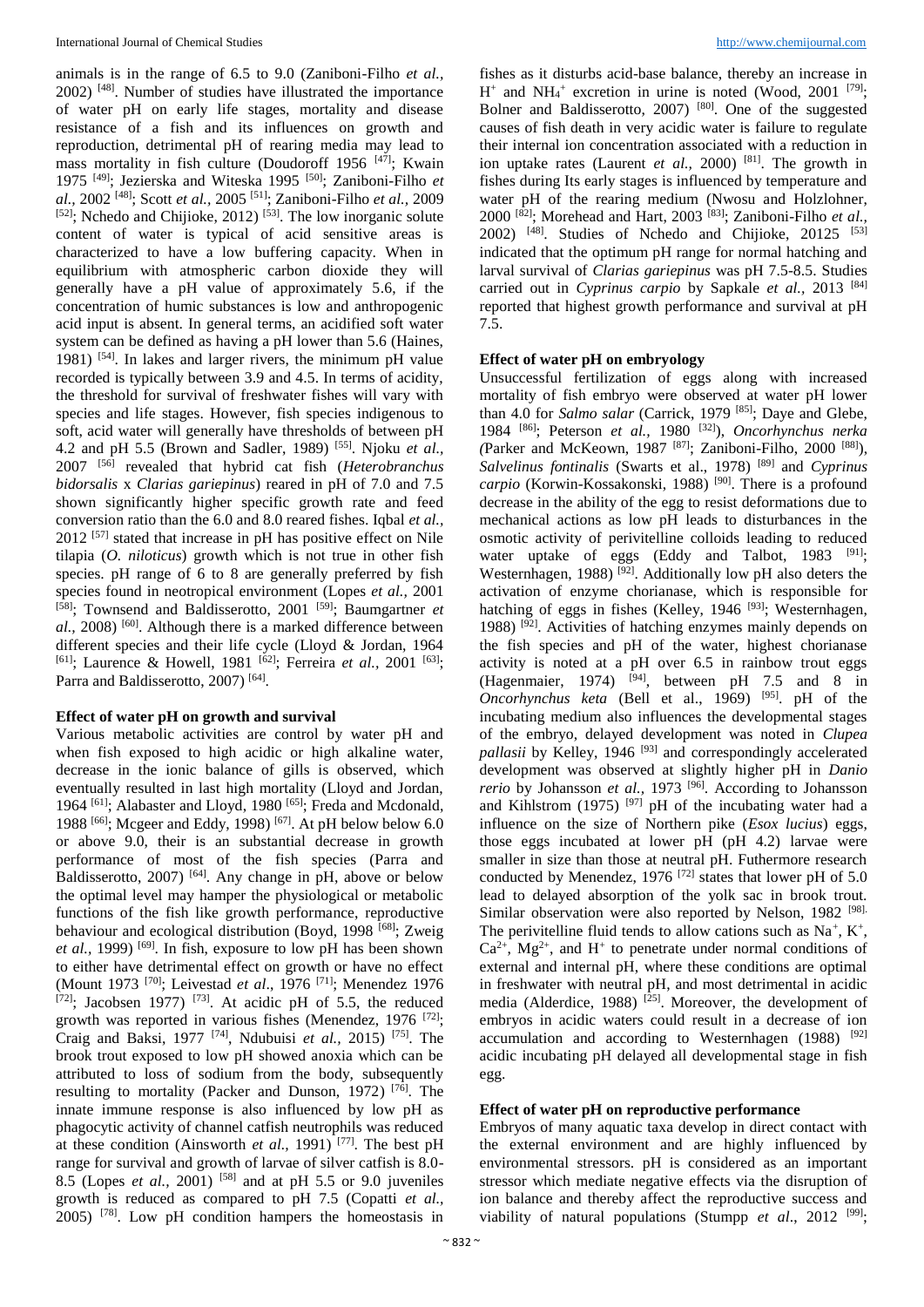animals is in the range of 6.5 to 9.0 (Zaniboni-Filho *et al.,* 2002) [48]. Number of studies have illustrated the importance of water pH on early life stages, mortality and disease resistance of a fish and its influences on growth and reproduction, detrimental pH of rearing media may lead to mass mortality in fish culture (Doudoroff 1956 [47]; Kwain 1975 [49]; Jezierska and Witeska 1995 [50]; Zaniboni-Filho *et al.,* 2002 [48]; Scott *et al.,* 2005 [51]; Zaniboni-Filho *et al.,* 2009 [52]; Nchedo and Chijioke, 2012) [53]. The low inorganic solute content of water is typical of acid sensitive areas is characterized to have a low buffering capacity. When in equilibrium with atmospheric carbon dioxide they will generally have a pH value of approximately 5.6, if the concentration of humic substances is low and anthropogenic acid input is absent. In general terms, an acidified soft water system can be defined as having a pH lower than 5.6 (Haines, 1981) [54]. In lakes and larger rivers, the minimum pH value recorded is typically between 3.9 and 4.5. In terms of acidity, the threshold for survival of freshwater fishes will vary with species and life stages. However, fish species indigenous to soft, acid water will generally have thresholds of between pH 4.2 and pH 5.5 (Brown and Sadler, 1989) [55]. Njoku *et al.,* 2007 [56] revealed that hybrid cat fish (*Heterobranchus bidorsalis* x *Clarias gariepinus*) reared in pH of 7.0 and 7.5 shown significantly higher specific growth rate and feed conversion ratio than the 6.0 and 8.0 reared fishes. Iqbal *et al.,* 2012 [57] stated that increase in pH has positive effect on Nile tilapia (*O. niloticus*) growth which is not true in other fish species. pH range of 6 to 8 are generally preferred by fish species found in neotropical environment (Lopes *et al.,* 2001 [58]; Townsend and Baldisserotto, 2001 [59]; Baumgartner *et al.,* 2008) [60]. Although there is a marked difference between different species and their life cycle (Lloyd & Jordan, 1964 [61]; Laurence & Howell, 1981 [62]; Ferreira *et al.,* 2001 [63]; Parra and Baldisserotto, 2007) [64].

## Effect of water pH on growth and survival

Various metabolic activities are control by water pH and when fish exposed to high acidic or high alkaline water, decrease in the ionic balance of gills is observed, which eventually resulted in last high mortality (Lloyd and Jordan, 1964 [61]; Alabaster and Lloyd, 1980 [65]; Freda and Mcdonald, 1988 [66]; Mcgeer and Eddy, 1998) [67]. At pH below below 6.0 or above 9.0, their is an substantial decrease in growth performance of most of the fish species (Parra and Baldisserotto, 2007) [64]. Any change in pH, above or below the optimal level may hamper the physiological or metabolic functions of the fish like growth performance, reproductive behaviour and ecological distribution (Boyd, 1998 [68]; Zweig *et al.,* 1999) [69]. In fish, exposure to low pH has been shown to either have detrimental effect on growth or have no effect (Mount 1973 [70]; Leivestad *et al*., 1976 [71]; Menendez 1976 [72]; Jacobsen 1977) [73]. At acidic pH of 5.5, the reduced growth was reported in various fishes (Menendez, 1976 [72]; Craig and Baksi, 1977 [74], Ndubuisi *et al.,* 2015) [75]. The brook trout exposed to low pH showed anoxia which can be attributed to loss of sodium from the body, subsequently resulting to mortality (Packer and Dunson, 1972) [76]. The innate immune response is also influenced by low pH as phagocytic activity of channel catfish neutrophils was reduced at these condition (Ainsworth *et al.,* 1991) [77]. The best pH range for survival and growth of larvae of silver catfish is 8.0-8.5 (Lopes *et al.,* 2001) [58] and at pH 5.5 or 9.0 juveniles growth is reduced as compared to pH 7.5 (Copatti *et al.,* 2005) [78]. Low pH condition hampers the homeostasis in fishes as it disturbs acid-base balance, thereby an increase in $H^+$ and $NH_4^+$ excretion in urine is noted (Wood, 2001 [79]; Bolner and Baldisserotto, 2007) [80]. One of the suggested causes of fish death in very acidic water is failure to regulate their internal ion concentration associated with a reduction in ion uptake rates (Laurent *et al.,* 2000) [81]. The growth in fishes during Its early stages is influenced by temperature and water pH of the rearing medium (Nwosu and Holzlohner, 2000 [82]; Morehead and Hart, 2003 [83]; Zaniboni-Filho *et al.,* 2002) [48]. Studies of Nchedo and Chijioke, 20125 [53] indicated that the optimum pH range for normal hatching and larval survival of *Clarias gariepinus* was pH 7.5-8.5. Studies carried out in *Cyprinus carpio* by Sapkale *et al.,* 2013 [84] reported that highest growth performance and survival at pH 7.5.

## Effect of water pH on embryology

Unsuccessful fertilization of eggs along with increased mortality of fish embryo were observed at water pH lower than 4.0 for *Salmo salar* (Carrick, 1979 [85]; Daye and Glebe, 1984 [86]; Peterson *et al.,* 1980 [32]), *Oncorhynchus nerka (*Parker and McKeown, 1987 [87]; Zaniboni-Filho, 2000 [88]), *Salvelinus fontinalis* (Swarts et al., 1978) [89] and *Cyprinus carpio* (Korwin-Kossakonski, 1988) [90]. There is a profound decrease in the ability of the egg to resist deformations due to mechanical actions as low pH leads to disturbances in the osmotic activity of perivitelline colloids leading to reduced water uptake of eggs (Eddy and Talbot, 1983 [91]; Westernhagen, 1988) [92]. Additionally low pH also deters the activation of enzyme chorianase, which is responsible for hatching of eggs in fishes (Kelley, 1946 [93]; Westernhagen, 1988) [92]. Activities of hatching enzymes mainly depends on the fish species and pH of the water, highest chorianase activity is noted at a pH over 6.5 in rainbow trout eggs (Hagenmaier, 1974) [94], between pH 7.5 and 8 in *Oncorhynchus keta* (Bell et al., 1969) [95]. pH of the incubating medium also influences the developmental stages of the embryo, delayed development was noted in *Clupea pallasii* by Kelley, 1946 [93] and correspondingly accelerated development was observed at slightly higher pH in *Danio rerio* by Johansson *et al.,* 1973 [96]. According to Johansson and Kihlstrom (1975) [97] pH of the incubating water had a influence on the size of Northern pike (*Esox lucius*) eggs, those eggs incubated at lower pH (pH 4.2) larvae were smaller in size than those at neutral pH. Futhermore research conducted by Menendez, 1976 [72] states that lower pH of 5.0 lead to delayed absorption of the yolk sac in brook trout. Similar observation were also reported by Nelson, 1982 [98]. The perivitelline fluid tends to allow cations such as $Na^+$, $K^+$, $Ca^{2+}$, $Mg^{2+}$, and $H^+$ to penetrate under normal conditions of external and internal pH, where these conditions are optimal in freshwater with neutral pH, and most detrimental in acidic media (Alderdice, 1988) [25]. Moreover, the development of embryos in acidic waters could result in a decrease of ion accumulation and according to Westernhagen (1988) [92] acidic incubating pH delayed all developmental stage in fish egg.

## Effect of water pH on reproductive performance

Embryos of many aquatic taxa develop in direct contact with the external environment and are highly influenced by environmental stressors. pH is considered as an important stressor which mediate negative effects via the disruption of ion balance and thereby affect the reproductive success and viability of natural populations (Stumpp *et al*., 2012 [99];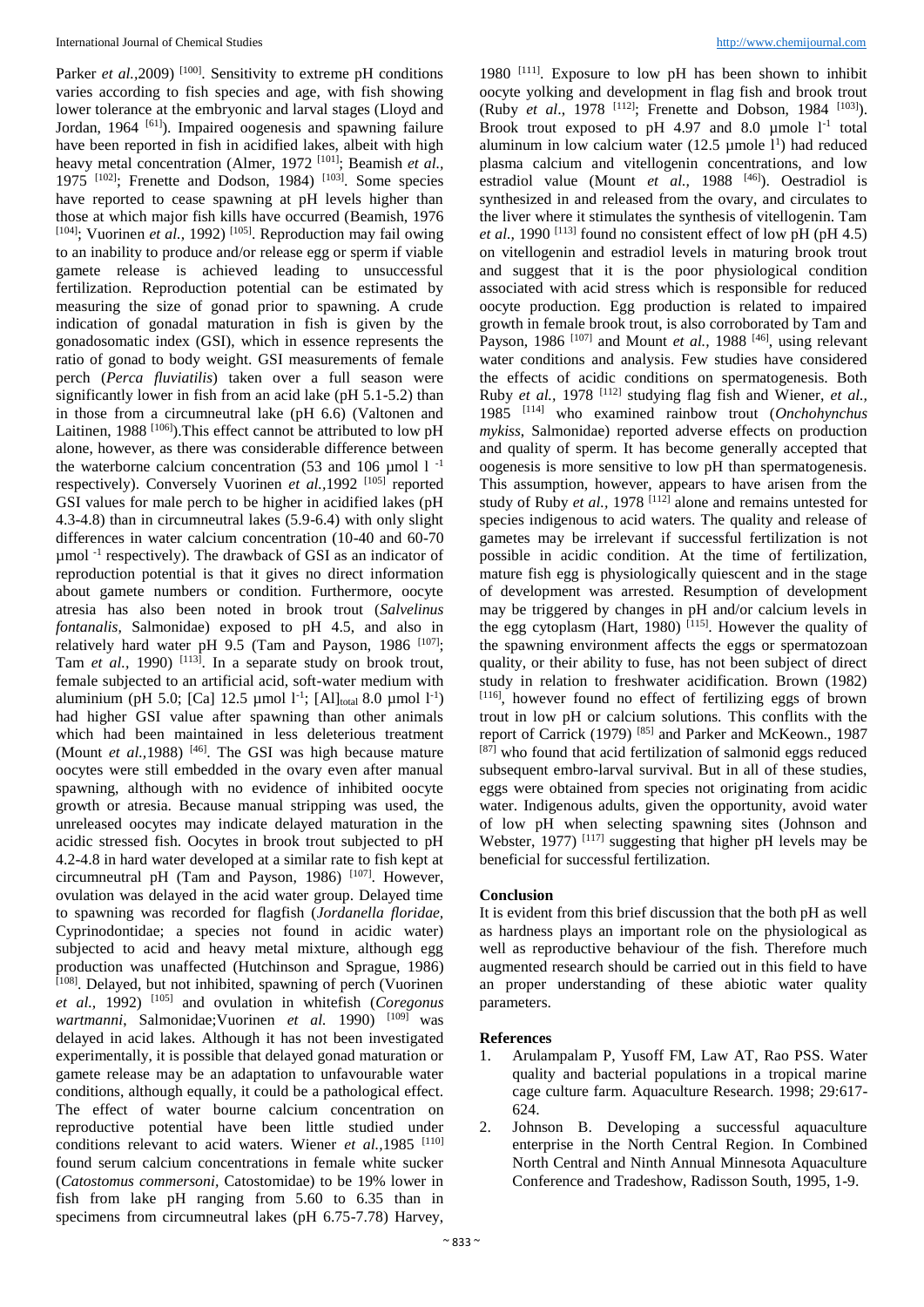Parker *et al.*,2009) [100]. Sensitivity to extreme pH conditions varies according to fish species and age, with fish showing lower tolerance at the embryonic and larval stages (Lloyd and Jordan, 1964 [61]). Impaired oogenesis and spawning failure have been reported in fish in acidified lakes, albeit with high heavy metal concentration (Almer, 1972 [101]; Beamish *et al.*, 1975 [102]; Frenette and Dodson, 1984) [103]. Some species have reported to cease spawning at pH levels higher than those at which major fish kills have occurred (Beamish, 1976 [104]; Vuorinen *et al.*, 1992) [105]. Reproduction may fail owing to an inability to produce and/or release egg or sperm if viable gamete release is achieved leading to unsuccessful fertilization. Reproduction potential can be estimated by measuring the size of gonad prior to spawning. A crude indication of gonadal maturation in fish is given by the gonadosomatic index (GSI), which in essence represents the ratio of gonad to body weight. GSI measurements of female perch (*Perca fluviatilis*) taken over a full season were significantly lower in fish from an acid lake (pH 5.1-5.2) than in those from a circumneutral lake (pH 6.6) (Valtonen and Laitinen, 1988 [106]).This effect cannot be attributed to low pH alone, however, as there was considerable difference between the waterborne calcium concentration (53 and 106 µmol $l^{-1}$ respectively). Conversely Vuorinen *et al.*,1992 [105] reported GSI values for male perch to be higher in acidified lakes (pH 4.3-4.8) than in circumneutral lakes (5.9-6.4) with only slight differences in water calcium concentration (10-40 and 60-70 µmol $^{-1}$ respectively). The drawback of GSI as an indicator of reproduction potential is that it gives no direct information about gamete numbers or condition. Furthermore, oocyte atresia has also been noted in brook trout (*Salvelinus fontanalis*, Salmonidae) exposed to pH 4.5, and also in relatively hard water pH 9.5 (Tam and Payson, 1986 [107]; Tam *et al.*, 1990) [113]. In a separate study on brook trout, female subjected to an artificial acid, soft-water medium with aluminium (pH 5.0; [Ca] 12.5 µmol $l^{-1}$; $[Al]_{total}$ 8.0 µmol $l^{-1}$) had higher GSI value after spawning than other animals which had been maintained in less deleterious treatment (Mount *et al.*,1988) [46]. The GSI was high because mature oocytes were still embedded in the ovary even after manual spawning, although with no evidence of inhibited oocyte growth or atresia. Because manual stripping was used, the unreleased oocytes may indicate delayed maturation in the acidic stressed fish. Oocytes in brook trout subjected to pH 4.2-4.8 in hard water developed at a similar rate to fish kept at circumneutral pH (Tam and Payson, 1986) [107]. However, ovulation was delayed in the acid water group. Delayed time to spawning was recorded for flagfish (*Jordanella floridae*, Cyprinodontidae; a species not found in acidic water) subjected to acid and heavy metal mixture, although egg production was unaffected (Hutchinson and Sprague, 1986) [108]. Delayed, but not inhibited, spawning of perch (Vuorinen *et al.*, 1992) [105] and ovulation in whitefish (*Coregonus wartmanni*, Salmonidae;Vuorinen *et al.* 1990) [109] was delayed in acid lakes. Although it has not been investigated experimentally, it is possible that delayed gonad maturation or gamete release may be an adaptation to unfavourable water conditions, although equally, it could be a pathological effect. The effect of water bourne calcium concentration on reproductive potential have been little studied under conditions relevant to acid waters. Wiener *et al.*,1985 [110] found serum calcium concentrations in female white sucker (*Catostomus commersoni*, Catostomidae) to be 19% lower in fish from lake pH ranging from 5.60 to 6.35 than in specimens from circumneutral lakes (pH 6.75-7.78) Harvey, 1980 [111]. Exposure to low pH has been shown to inhibit oocyte yolking and development in flag fish and brook trout (Ruby *et al.*, 1978 [112]; Frenette and Dobson, 1984 [103]). Brook trout exposed to pH 4.97 and 8.0 µmole $l^{1}$ total aluminum in low calcium water (12.5 µmole $l^{1}$) had reduced plasma calcium and vitellogenin concentrations, and low estradiol value (Mount *et al.*, 1988 [46]). Oestradiol is synthesized in and released from the ovary, and circulates to the liver where it stimulates the synthesis of vitellogenin. Tam *et al.*, 1990 [113] found no consistent effect of low pH (pH 4.5) on vitellogenin and estradiol levels in maturing brook trout and suggest that it is the poor physiological condition associated with acid stress which is responsible for reduced oocyte production. Egg production is related to impaired growth in female brook trout, is also corroborated by Tam and Payson, 1986 [107] and Mount *et al.*, 1988 [46], using relevant water conditions and analysis. Few studies have considered the effects of acidic conditions on spermatogenesis. Both Ruby *et al.*, 1978 [112] studying flag fish and Wiener, *et al.*, 1985 [114] who examined rainbow trout (*Onchohynchus mykiss*, Salmonidae) reported adverse effects on production and quality of sperm. It has become generally accepted that oogenesis is more sensitive to low pH than spermatogenesis. This assumption, however, appears to have arisen from the study of Ruby *et al.*, 1978 [112] alone and remains untested for species indigenous to acid waters. The quality and release of gametes may be irrelevant if successful fertilization is not possible in acidic condition. At the time of fertilization, mature fish egg is physiologically quiescent and in the stage of development was arrested. Resumption of development may be triggered by changes in pH and/or calcium levels in the egg cytoplasm (Hart, 1980) [115]. However the quality of the spawning environment affects the eggs or spermatozoan quality, or their ability to fuse, has not been subject of direct study in relation to freshwater acidification. Brown (1982) [116], however found no effect of fertilizing eggs of brown trout in low pH or calcium solutions. This conflicts with the report of Carrick (1979) [85] and Parker and McKeown., 1987 [87] who found that acid fertilization of salmonid eggs reduced subsequent embro-larval survival. But in all of these studies, eggs were obtained from species not originating from acidic water. Indigenous adults, given the opportunity, avoid water of low pH when selecting spawning sites (Johnson and Webster, 1977) [117] suggesting that higher pH levels may be beneficial for successful fertilization.

## Conclusion

It is evident from this brief discussion that the both pH as well as hardness plays an important role on the physiological as well as reproductive behaviour of the fish. Therefore much augmented research should be carried out in this field to have an proper understanding of these abiotic water quality parameters.

## References

1. Arulampalam P, Yusoff FM, Law AT, Rao PSS. Water quality and bacterial populations in a tropical marine cage culture farm. Aquaculture Research. 1998; 29:617-624.
2. Johnson B. Developing a successful aquaculture enterprise in the North Central Region. In Combined North Central and Ninth Annual Minnesota Aquaculture Conference and Tradeshow, Radisson South, 1995, 1-9.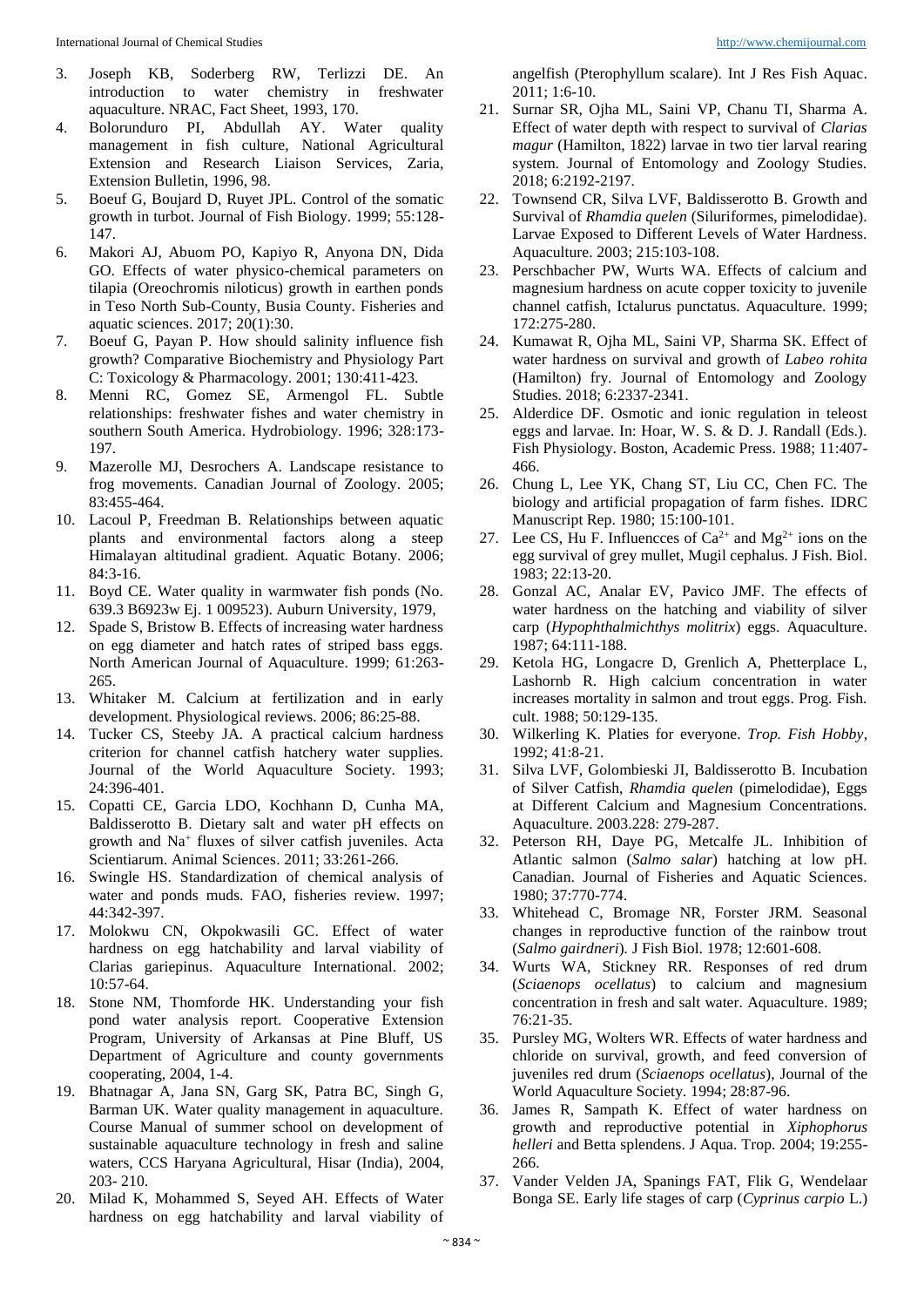3. Joseph KB, Soderberg RW, Terlizzi DE. An introduction to water chemistry in freshwater aquaculture. NRAC, Fact Sheet, 1993, 170.
4. Bolorunduro PI, Abdullah AY. Water quality management in fish culture, National Agricultural Extension and Research Liaison Services, Zaria, Extension Bulletin, 1996, 98.
5. Boeuf G, Boujard D, Ruyet JPL. Control of the somatic growth in turbot. Journal of Fish Biology. 1999; 55:128-147.
6. Makori AJ, Abuom PO, Kapiyo R, Anyona DN, Dida GO. Effects of water physico-chemical parameters on tilapia (Oreochromis niloticus) growth in earthen ponds in Teso North Sub-County, Busia County. Fisheries and aquatic sciences. 2017; 20(1):30.
7. Boeuf G, Payan P. How should salinity influence fish growth? Comparative Biochemistry and Physiology Part C: Toxicology & Pharmacology. 2001; 130:411-423.
8. Menni RC, Gomez SE, Armengol FL. Subtle relationships: freshwater fishes and water chemistry in southern South America. Hydrobiology. 1996; 328:173-197.
9. Mazerolle MJ, Desrochers A. Landscape resistance to frog movements. Canadian Journal of Zoology. 2005; 83:455-464.
10. Lacoul P, Freedman B. Relationships between aquatic plants and environmental factors along a steep Himalayan altitudinal gradient. Aquatic Botany. 2006; 84:3-16.
11. Boyd CE. Water quality in warmwater fish ponds (No. 639.3 B6923w Ej. 1 009523). Auburn University, 1979,
12. Spade S, Bristow B. Effects of increasing water hardness on egg diameter and hatch rates of striped bass eggs. North American Journal of Aquaculture. 1999; 61:263-265.
13. Whitaker M. Calcium at fertilization and in early development. Physiological reviews. 2006; 86:25-88.
14. Tucker CS, Steeby JA. A practical calcium hardness criterion for channel catfish hatchery water supplies. Journal of the World Aquaculture Society. 1993; 24:396-401.
15. Copatti CE, Garcia LDO, Kochhann D, Cunha MA, Baldisserotto B. Dietary salt and water pH effects on growth and $Na^+$ fluxes of silver catfish juveniles. Acta Scientiarum. Animal Sciences. 2011; 33:261-266.
16. Swingle HS. Standardization of chemical analysis of water and ponds muds. FAO, fisheries review. 1997; 44:342-397.
17. Molokwu CN, Okpokwasili GC. Effect of water hardness on egg hatchability and larval viability of Clarias gariepinus. Aquaculture International. 2002; 10:57-64.
18. Stone NM, Thomforde HK. Understanding your fish pond water analysis report. Cooperative Extension Program, University of Arkansas at Pine Bluff, US Department of Agriculture and county governments cooperating, 2004, 1-4.
19. Bhatnagar A, Jana SN, Garg SK, Patra BC, Singh G, Barman UK. Water quality management in aquaculture. Course Manual of summer school on development of sustainable aquaculture technology in fresh and saline waters, CCS Haryana Agricultural, Hisar (India), 2004, 203- 210.
20. Milad K, Mohammed S, Seyed AH. Effects of Water hardness on egg hatchability and larval viability of angelfish (Pterophyllum scalare). Int J Res Fish Aquac. 2011; 1:6-10.
21. Surnar SR, Ojha ML, Saini VP, Chanu TI, Sharma A. Effect of water depth with respect to survival of *Clarias magur* (Hamilton, 1822) larvae in two tier larval rearing system. Journal of Entomology and Zoology Studies. 2018; 6:2192-2197.
22. Townsend CR, Silva LVF, Baldisserotto B. Growth and Survival of *Rhamdia quelen* (Siluriformes, pimelodidae). Larvae Exposed to Different Levels of Water Hardness. Aquaculture. 2003; 215:103-108.
23. Perschbacher PW, Wurts WA. Effects of calcium and magnesium hardness on acute copper toxicity to juvenile channel catfish, Ictalurus punctatus. Aquaculture. 1999; 172:275-280.
24. Kumawat R, Ojha ML, Saini VP, Sharma SK. Effect of water hardness on survival and growth of *Labeo rohita* (Hamilton) fry. Journal of Entomology and Zoology Studies. 2018; 6:2337-2341.
25. Alderdice DF. Osmotic and ionic regulation in teleost eggs and larvae. In: Hoar, W. S. & D. J. Randall (Eds.). Fish Physiology. Boston, Academic Press. 1988; 11:407-466.
26. Chung L, Lee YK, Chang ST, Liu CC, Chen FC. The biology and artificial propagation of farm fishes. IDRC Manuscript Rep. 1980; 15:100-101.
27. Lee CS, Hu F. Influencces of $Ca^{2+}$ and $Mg^{2+}$ ions on the egg survival of grey mullet, Mugil cephalus. J Fish. Biol. 1983; 22:13-20.
28. Gonzal AC, Analar EV, Pavico JMF. The effects of water hardness on the hatching and viability of silver carp (*Hypophthalmichthys molitrix*) eggs. Aquaculture. 1987; 64:111-188.
29. Ketola HG, Longacre D, Grenlich A, Phetterplace L, Lashornb R. High calcium concentration in water increases mortality in salmon and trout eggs. Prog. Fish. cult. 1988; 50:129-135.
30. Wilkerling K. Platies for everyone. *Trop. Fish Hobby*, 1992; 41:8-21.
31. Silva LVF, Golombieski JI, Baldisserotto B. Incubation of Silver Catfish, *Rhamdia quelen* (pimelodidae), Eggs at Different Calcium and Magnesium Concentrations. Aquaculture. 2003.228: 279-287.
32. Peterson RH, Daye PG, Metcalfe JL. Inhibition of Atlantic salmon (*Salmo salar*) hatching at low pH. Canadian. Journal of Fisheries and Aquatic Sciences. 1980; 37:770-774.
33. Whitehead C, Bromage NR, Forster JRM. Seasonal changes in reproductive function of the rainbow trout (*Salmo gairdneri*). J Fish Biol. 1978; 12:601-608.
34. Wurts WA, Stickney RR. Responses of red drum (*Sciaenops ocellatus*) to calcium and magnesium concentration in fresh and salt water. Aquaculture. 1989; 76:21-35.
35. Pursley MG, Wolters WR. Effects of water hardness and chloride on survival, growth, and feed conversion of juveniles red drum (*Sciaenops ocellatus*), Journal of the World Aquaculture Society. 1994; 28:87-96.
36. James R, Sampath K. Effect of water hardness on growth and reproductive potential in *Xiphophorus helleri* and Betta splendens. J Aqua. Trop. 2004; 19:255-266.
37. Vander Velden JA, Spanings FAT, Flik G, Wendelaar Bonga SE. Early life stages of carp (*Cyprinus carpio* L.)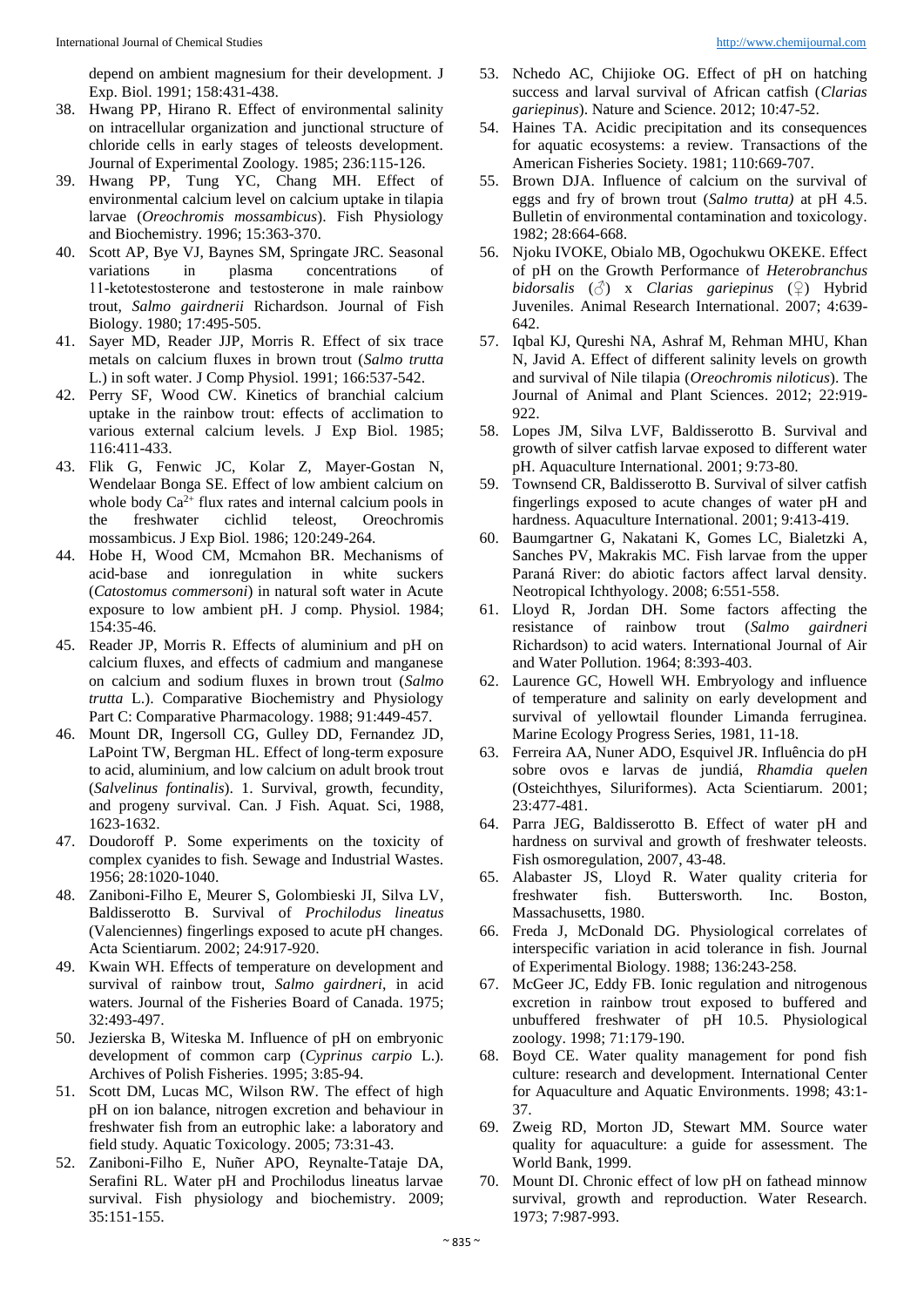depend on ambient magnesium for their development. J Exp. Biol. 1991; 158:431-438.

38. Hwang PP, Hirano R. Effect of environmental salinity on intracellular organization and junctional structure of chloride cells in early stages of teleosts development. Journal of Experimental Zoology. 1985; 236:115-126.
39. Hwang PP, Tung YC, Chang MH. Effect of environmental calcium level on calcium uptake in tilapia larvae (*Oreochromis mossambicus*). Fish Physiology and Biochemistry. 1996; 15:363-370.
40. Scott AP, Bye VJ, Baynes SM, Springate JRC. Seasonal variations in plasma concentrations of 11-ketotestosterone and testosterone in male rainbow trout, *Salmo gairdnerii* Richardson. Journal of Fish Biology. 1980; 17:495-505.
41. Sayer MD, Reader JJP, Morris R. Effect of six trace metals on calcium fluxes in brown trout (*Salmo trutta* L.) in soft water. J Comp Physiol. 1991; 166:537-542.
42. Perry SF, Wood CW. Kinetics of branchial calcium uptake in the rainbow trout: effects of acclimation to various external calcium levels. J Exp Biol. 1985; 116:411-433.
43. Flik G, Fenwic JC, Kolar Z, Mayer-Gostan N, Wendelaar Bonga SE. Effect of low ambient calcium on whole body $Ca^{2+}$ flux rates and internal calcium pools in the freshwater cichlid teleost, Oreochromis mossambicus. J Exp Biol. 1986; 120:249-264.
44. Hobe H, Wood CM, Mcmahon BR. Mechanisms of acid-base and ionregulation in white suckers (*Catostomus commersoni*) in natural soft water in Acute exposure to low ambient pH. J comp. Physiol. 1984; 154:35-46.
45. Reader JP, Morris R. Effects of aluminium and pH on calcium fluxes, and effects of cadmium and manganese on calcium and sodium fluxes in brown trout (*Salmo trutta* L.). Comparative Biochemistry and Physiology Part C: Comparative Pharmacology. 1988; 91:449-457.
46. Mount DR, Ingersoll CG, Gulley DD, Fernandez JD, LaPoint TW, Bergman HL. Effect of long-term exposure to acid, aluminium, and low calcium on adult brook trout (*Salvelinus fontinalis*). 1. Survival, growth, fecundity, and progeny survival. Can. J Fish. Aquat. Sci, 1988, 1623-1632.
47. Doudoroff P. Some experiments on the toxicity of complex cyanides to fish. Sewage and Industrial Wastes. 1956; 28:1020-1040.
48. Zaniboni-Filho E, Meurer S, Golombieski JI, Silva LV, Baldisserotto B. Survival of *Prochilodus lineatus* (Valenciennes) fingerlings exposed to acute pH changes. Acta Scientiarum. 2002; 24:917-920.
49. Kwain WH. Effects of temperature on development and survival of rainbow trout, *Salmo gairdneri*, in acid waters. Journal of the Fisheries Board of Canada. 1975; 32:493-497.
50. Jezierska B, Witeska M. Influence of pH on embryonic development of common carp (*Cyprinus carpio* L.). Archives of Polish Fisheries. 1995; 3:85-94.
51. Scott DM, Lucas MC, Wilson RW. The effect of high pH on ion balance, nitrogen excretion and behaviour in freshwater fish from an eutrophic lake: a laboratory and field study. Aquatic Toxicology. 2005; 73:31-43.
52. Zaniboni-Filho E, Nuñer APO, Reynalte-Tataje DA, Serafini RL. Water pH and Prochilodus lineatus larvae survival. Fish physiology and biochemistry. 2009; 35:151-155.
53. Nchedo AC, Chijioke OG. Effect of pH on hatching success and larval survival of African catfish (*Clarias gariepinus*). Nature and Science. 2012; 10:47-52.
54. Haines TA. Acidic precipitation and its consequences for aquatic ecosystems: a review. Transactions of the American Fisheries Society. 1981; 110:669-707.
55. Brown DJA. Influence of calcium on the survival of eggs and fry of brown trout (*Salmo trutta*) at pH 4.5. Bulletin of environmental contamination and toxicology. 1982; 28:664-668.
56. Njoku IVOKE, Obialo MB, Ogochukwu OKEKE. Effect of pH on the Growth Performance of *Heterobranchus bidorsalis* (♂) x *Clarias gariepinus* (♀) Hybrid Juveniles. Animal Research International. 2007; 4:639-642.
57. Iqbal KJ, Qureshi NA, Ashraf M, Rehman MHU, Khan N, Javid A. Effect of different salinity levels on growth and survival of Nile tilapia (*Oreochromis niloticus*). The Journal of Animal and Plant Sciences. 2012; 22:919-922.
58. Lopes JM, Silva LVF, Baldisserotto B. Survival and growth of silver catfish larvae exposed to different water pH. Aquaculture International. 2001; 9:73-80.
59. Townsend CR, Baldisserotto B. Survival of silver catfish fingerlings exposed to acute changes of water pH and hardness. Aquaculture International. 2001; 9:413-419.
60. Baumgartner G, Nakatani K, Gomes LC, Bialetzki A, Sanches PV, Makrakis MC. Fish larvae from the upper Paraná River: do abiotic factors affect larval density. Neotropical Ichthyology. 2008; 6:551-558.
61. Lloyd R, Jordan DH. Some factors affecting the resistance of rainbow trout (*Salmo gairdneri* Richardson) to acid waters. International Journal of Air and Water Pollution. 1964; 8:393-403.
62. Laurence GC, Howell WH. Embryology and influence of temperature and salinity on early development and survival of yellowtail flounder Limanda ferruginea. Marine Ecology Progress Series, 1981, 11-18.
63. Ferreira AA, Nuner ADO, Esquivel JR. Influência do pH sobre ovos e larvas de jundiá, *Rhamdia quelen* (Osteichthyes, Siluriformes). Acta Scientiarum. 2001; 23:477-481.
64. Parra JEG, Baldisserotto B. Effect of water pH and hardness on survival and growth of freshwater teleosts. Fish osmoregulation, 2007, 43-48.
65. Alabaster JS, Lloyd R. Water quality criteria for freshwater fish. Buttersworth. Inc. Boston, Massachusetts, 1980.
66. Freda J, McDonald DG. Physiological correlates of interspecific variation in acid tolerance in fish. Journal of Experimental Biology. 1988; 136:243-258.
67. McGeer JC, Eddy FB. Ionic regulation and nitrogenous excretion in rainbow trout exposed to buffered and unbuffered freshwater of pH 10.5. Physiological zoology. 1998; 71:179-190.
68. Boyd CE. Water quality management for pond fish culture: research and development. International Center for Aquaculture and Aquatic Environments. 1998; 43:1-37.
69. Zweig RD, Morton JD, Stewart MM. Source water quality for aquaculture: a guide for assessment. The World Bank, 1999.
70. Mount DI. Chronic effect of low pH on fathead minnow survival, growth and reproduction. Water Research. 1973; 7:987-993.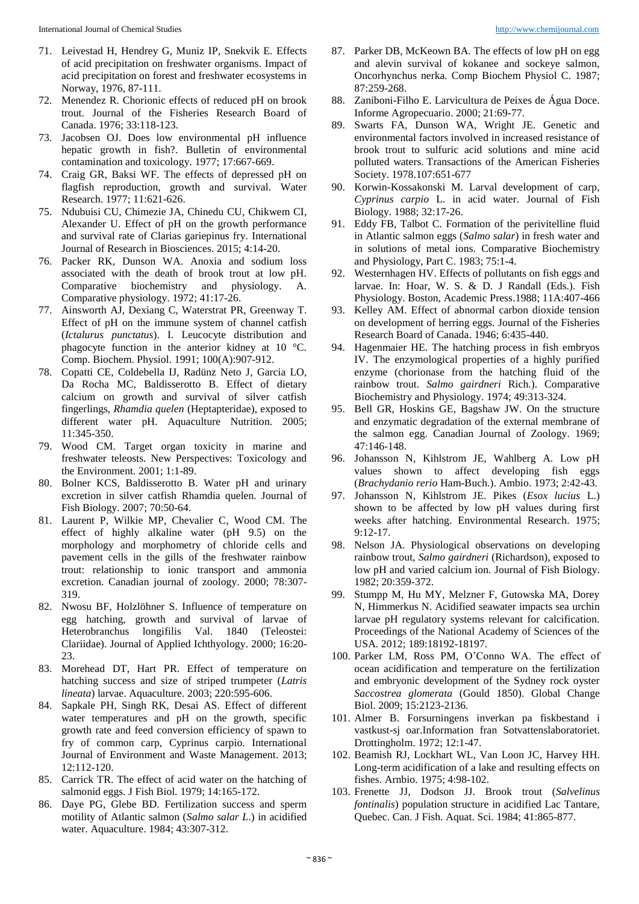71. Leivestad H, Hendrey G, Muniz IP, Snekvik E. Effects of acid precipitation on freshwater organisms. Impact of acid precipitation on forest and freshwater ecosystems in Norway, 1976, 87-111.
72. Menendez R. Chorionic effects of reduced pH on brook trout. Journal of the Fisheries Research Board of Canada. 1976; 33:118-123.
73. Jacobsen OJ. Does low environmental pH influence hepatic growth in fish?. Bulletin of environmental contamination and toxicology. 1977; 17:667-669.
74. Craig GR, Baksi WF. The effects of depressed pH on flagfish reproduction, growth and survival. Water Research. 1977; 11:621-626.
75. Ndubuisi CU, Chimezie JA, Chinedu CU, Chikwem CI, Alexander U. Effect of pH on the growth performance and survival rate of Clarias gariepinus fry. International Journal of Research in Biosciences. 2015; 4:14-20.
76. Packer RK, Dunson WA. Anoxia and sodium loss associated with the death of brook trout at low pH. Comparative biochemistry and physiology. A. Comparative physiology. 1972; 41:17-26.
77. Ainsworth AJ, Dexiang C, Waterstrat PR, Greenway T. Effect of pH on the immune system of channel catfish (*Ictalurus punctatus*). I. Leucocyte distribution and phagocyte function in the anterior kidney at 10 °C. Comp. Biochem. Physiol. 1991; 100(A):907-912.
78. Copatti CE, Coldebella IJ, Radünz Neto J, Garcia LO, Da Rocha MC, Baldisserotto B. Effect of dietary calcium on growth and survival of silver catfish fingerlings, *Rhamdia quelen* (Heptapteridae), exposed to different water pH. Aquaculture Nutrition. 2005; 11:345-350.
79. Wood CM. Target organ toxicity in marine and freshwater teleosts. New Perspectives: Toxicology and the Environment. 2001; 1:1-89.
80. Bolner KCS, Baldisserotto B. Water pH and urinary excretion in silver catfish Rhamdia quelen. Journal of Fish Biology. 2007; 70:50-64.
81. Laurent P, Wilkie MP, Chevalier C, Wood CM. The effect of highly alkaline water (pH 9.5) on the morphology and morphometry of chloride cells and pavement cells in the gills of the freshwater rainbow trout: relationship to ionic transport and ammonia excretion. Canadian journal of zoology. 2000; 78:307-319.
82. Nwosu BF, Holzlöhner S. Influence of temperature on egg hatching, growth and survival of larvae of Heterobranchus longifilis Val. 1840 (Teleostei: Clariidae). Journal of Applied Ichthyology. 2000; 16:20-23.
83. Morehead DT, Hart PR. Effect of temperature on hatching success and size of striped trumpeter (*Latris lineata*) larvae. Aquaculture. 2003; 220:595-606.
84. Sapkale PH, Singh RK, Desai AS. Effect of different water temperatures and pH on the growth, specific growth rate and feed conversion efficiency of spawn to fry of common carp, Cyprinus carpio. International Journal of Environment and Waste Management. 2013; 12:112-120.
85. Carrick TR. The effect of acid water on the hatching of salmonid eggs. J Fish Biol. 1979; 14:165-172.
86. Daye PG, Glebe BD. Fertilization success and sperm motility of Atlantic salmon (*Salmo salar L*.) in acidified water. Aquaculture. 1984; 43:307-312.
87. Parker DB, McKeown BA. The effects of low pH on egg and alevin survival of kokanee and sockeye salmon, Oncorhynchus nerka. Comp Biochem Physiol C. 1987; 87:259-268.
88. Zaniboni-Filho E. Larvicultura de Peixes de Água Doce. Informe Agropecuario. 2000; 21:69-77.
89. Swarts FA, Dunson WA, Wright JE. Genetic and environmental factors involved in increased resistance of brook trout to sulfuric acid solutions and mine acid polluted waters. Transactions of the American Fisheries Society. 1978.107:651-677
90. Korwin-Kossakonski M. Larval development of carp, *Cyprinus carpio* L. in acid water. Journal of Fish Biology. 1988; 32:17-26.
91. Eddy FB, Talbot C. Formation of the perivitelline fluid in Atlantic salmon eggs (*Salmo salar*) in fresh water and in solutions of metal ions. Comparative Biochemistry and Physiology, Part C. 1983; 75:1-4.
92. Westernhagen HV. Effects of pollutants on fish eggs and larvae. In: Hoar, W. S. & D. J Randall (Eds.). Fish Physiology. Boston, Academic Press.1988; 11A:407-466
93. Kelley AM. Effect of abnormal carbon dioxide tension on development of herring eggs. Journal of the Fisheries Research Board of Canada. 1946; 6:435-440.
94. Hagenmaier HE. The hatching process in fish embryos IV. The enzymological properties of a highly purified enzyme (chorionase from the hatching fluid of the rainbow trout. *Salmo gairdneri* Rich.). Comparative Biochemistry and Physiology. 1974; 49:313-324.
95. Bell GR, Hoskins GE, Bagshaw JW. On the structure and enzymatic degradation of the external membrane of the salmon egg. Canadian Journal of Zoology. 1969; 47:146-148.
96. Johansson N, Kihlstrom JE, Wahlberg A. Low pH values shown to affect developing fish eggs (*Brachydanio rerio* Ham-Buch.). Ambio. 1973; 2:42-43.
97. Johansson N, Kihlstrom JE. Pikes (*Esox lucius* L.) shown to be affected by low pH values during first weeks after hatching. Environmental Research. 1975; 9:12-17.
98. Nelson JA. Physiological observations on developing rainbow trout, *Salmo gairdneri* (Richardson), exposed to low pH and varied calcium ion. Journal of Fish Biology. 1982; 20:359-372.
99. Stumpp M, Hu MY, Melzner F, Gutowska MA, Dorey N, Himmerkus N. Acidified seawater impacts sea urchin larvae pH regulatory systems relevant for calcification. Proceedings of the National Academy of Sciences of the USA. 2012; 189:18192-18197.
100. Parker LM, Ross PM, O'Conno WA. The effect of ocean acidification and temperature on the fertilization and embryonic development of the Sydney rock oyster *Saccostrea glomerata* (Gould 1850). Global Change Biol. 2009; 15:2123-2136.
101. Almer B. Forsurningens inverkan pa fiskbestand i vastkust-sj oar.Information fran Sotvattenslaboratoriet. Drottingholm. 1972; 12:1-47.
102. Beamish RJ, Lockhart WL, Van Loon JC, Harvey HH. Long-term acidification of a lake and resulting effects on fishes. Arnbio. 1975; 4:98-102.
103. Frenette JJ, Dodson JJ. Brook trout (*Salvelinus fontinalis*) population structure in acidified Lac Tantare, Quebec. Can. J Fish. Aquat. Sci. 1984; 41:865-877.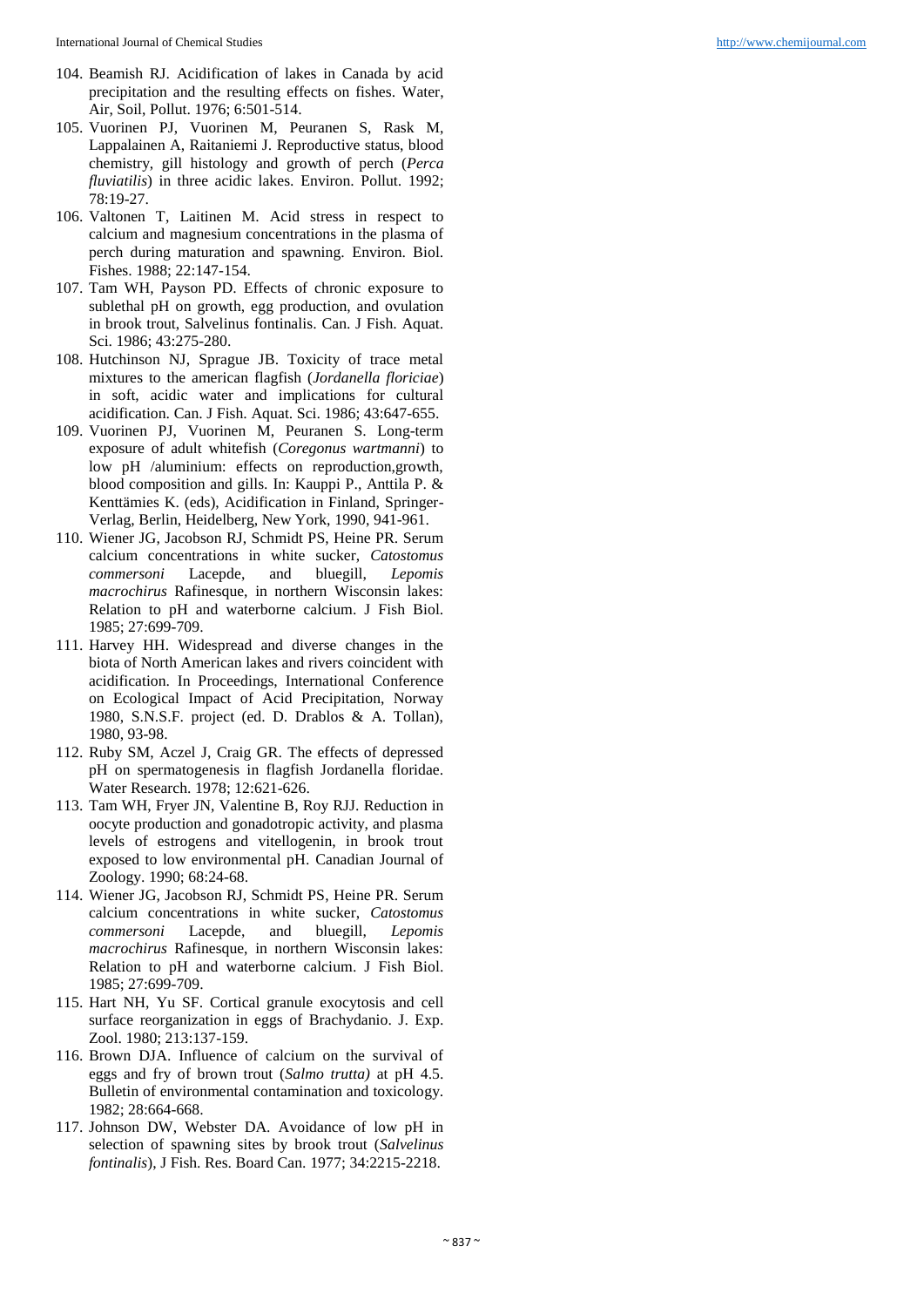104. Beamish RJ. Acidification of lakes in Canada by acid precipitation and the resulting effects on fishes. Water, Air, Soil, Pollut. 1976; 6:501-514.
105. Vuorinen PJ, Vuorinen M, Peuranen S, Rask M, Lappalainen A, Raitaniemi J. Reproductive status, blood chemistry, gill histology and growth of perch (*Perca fluviatilis*) in three acidic lakes. Environ. Pollut. 1992; 78:19-27.
106. Valtonen T, Laitinen M. Acid stress in respect to calcium and magnesium concentrations in the plasma of perch during maturation and spawning. Environ. Biol. Fishes. 1988; 22:147-154.
107. Tam WH, Payson PD. Effects of chronic exposure to sublethal pH on growth, egg production, and ovulation in brook trout, Salvelinus fontinalis. Can. J Fish. Aquat. Sci. 1986; 43:275-280.
108. Hutchinson NJ, Sprague JB. Toxicity of trace metal mixtures to the american flagfish (*Jordanella floriciae*) in soft, acidic water and implications for cultural acidification. Can. J Fish. Aquat. Sci. 1986; 43:647-655.
109. Vuorinen PJ, Vuorinen M, Peuranen S. Long-term exposure of adult whitefish (*Coregonus wartmanni*) to low pH /aluminium: effects on reproduction,growth, blood composition and gills. In: Kauppi P., Anttila P. & Kenttämies K. (eds), Acidification in Finland, Springer-Verlag, Berlin, Heidelberg, New York, 1990, 941-961.
110. Wiener JG, Jacobson RJ, Schmidt PS, Heine PR. Serum calcium concentrations in white sucker, *Catostomus commersoni* Lacepde, and bluegill, *Lepomis macrochirus* Rafinesque, in northern Wisconsin lakes: Relation to pH and waterborne calcium. J Fish Biol. 1985; 27:699-709.
111. Harvey HH. Widespread and diverse changes in the biota of North American lakes and rivers coincident with acidification. In Proceedings, International Conference on Ecological Impact of Acid Precipitation, Norway 1980, S.N.S.F. project (ed. D. Drablos & A. Tollan), 1980, 93-98.
112. Ruby SM, Aczel J, Craig GR. The effects of depressed pH on spermatogenesis in flagfish Jordanella floridae. Water Research. 1978; 12:621-626.
113. Tam WH, Fryer JN, Valentine B, Roy RJJ. Reduction in oocyte production and gonadotropic activity, and plasma levels of estrogens and vitellogenin, in brook trout exposed to low environmental pH. Canadian Journal of Zoology. 1990; 68:24-68.
114. Wiener JG, Jacobson RJ, Schmidt PS, Heine PR. Serum calcium concentrations in white sucker, *Catostomus commersoni* Lacepde, and bluegill, *Lepomis macrochirus* Rafinesque, in northern Wisconsin lakes: Relation to pH and waterborne calcium. J Fish Biol. 1985; 27:699-709.
115. Hart NH, Yu SF. Cortical granule exocytosis and cell surface reorganization in eggs of Brachydanio. J. Exp. Zool. 1980; 213:137-159.
116. Brown DJA. Influence of calcium on the survival of eggs and fry of brown trout (*Salmo trutta)* at pH 4.5. Bulletin of environmental contamination and toxicology. 1982; 28:664-668.
117. Johnson DW, Webster DA. Avoidance of low pH in selection of spawning sites by brook trout (*Salvelinus fontinalis*), J Fish. Res. Board Can. 1977; 34:2215-2218.